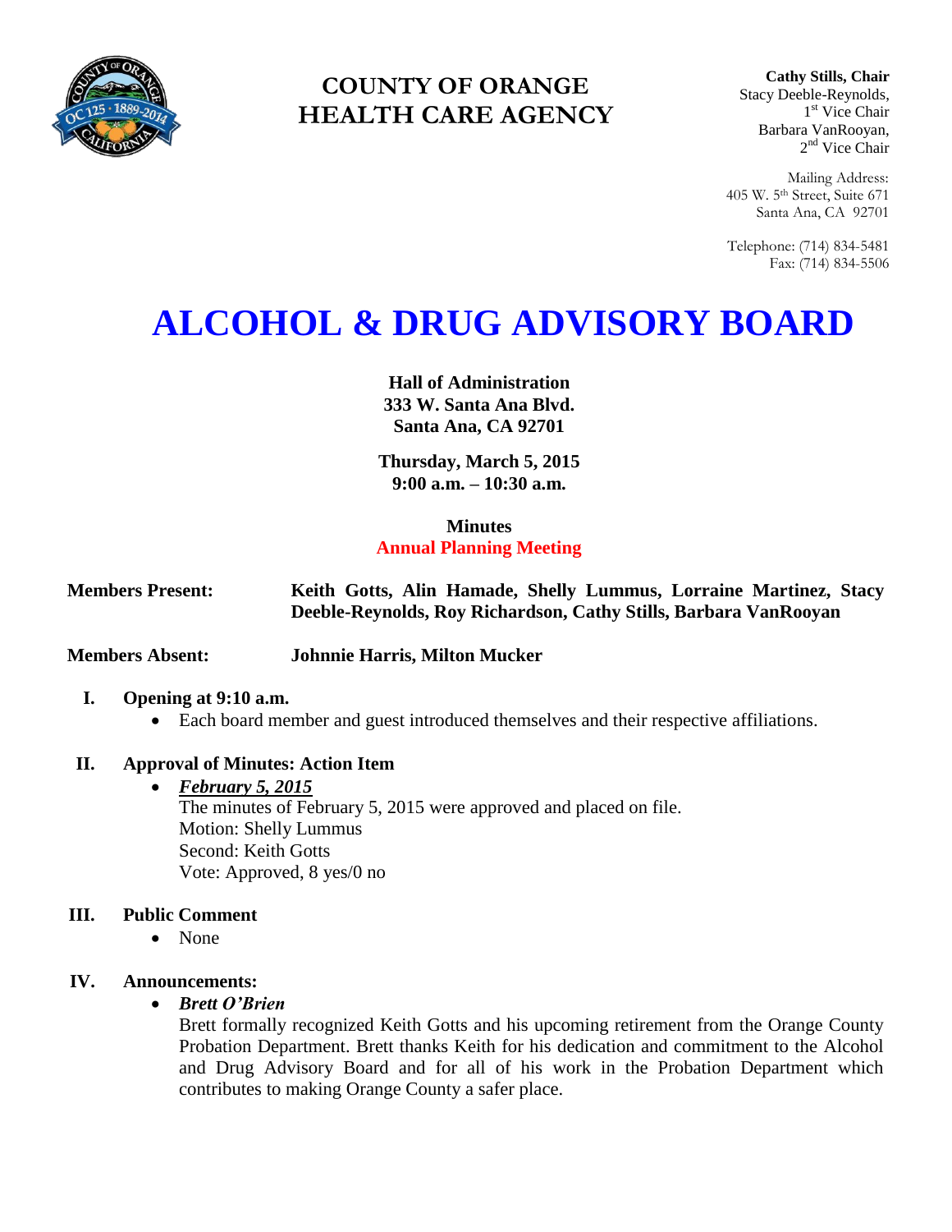# COUNTY OF ORANGE HEALTH CARE AGENCY

**Cathy Stills, Chair**
Stacy Deeble-Reynolds, 1st Vice Chair
Barbara VanRooyan, 2nd Vice Chair

Mailing Address:
405 W. 5th Street, Suite 671
Santa Ana, CA 92701

Telephone: (714) 834-5481
Fax: (714) 834-5506

# ALCOHOL & DRUG ADVISORY BOARD

**Hall of Administration**
**333 W. Santa Ana Blvd.**
**Santa Ana, CA 92701**

**Thursday, March 5, 2015**
**9:00 a.m. – 10:30 a.m.**

**Minutes**
**Annual Planning Meeting**

**Members Present:** **Keith Gotts, Alin Hamade, Shelly Lummus, Lorraine Martinez, Stacy Deeble-Reynolds, Roy Richardson, Cathy Stills, Barbara VanRooyan**

**Members Absent:** **Johnnie Harris, Milton Mucker**

## I. Opening at 9:10 a.m.

- Each board member and guest introduced themselves and their respective affiliations.

## II. Approval of Minutes: Action Item

- ***February 5, 2015***
  The minutes of February 5, 2015 were approved and placed on file.
  Motion: Shelly Lummus
  Second: Keith Gotts
  Vote: Approved, 8 yes/0 no

## III. Public Comment

- None

## IV. Announcements:

- ***Brett O'Brien***
  Brett formally recognized Keith Gotts and his upcoming retirement from the Orange County Probation Department. Brett thanks Keith for his dedication and commitment to the Alcohol and Drug Advisory Board and for all of his work in the Probation Department which contributes to making Orange County a safer place.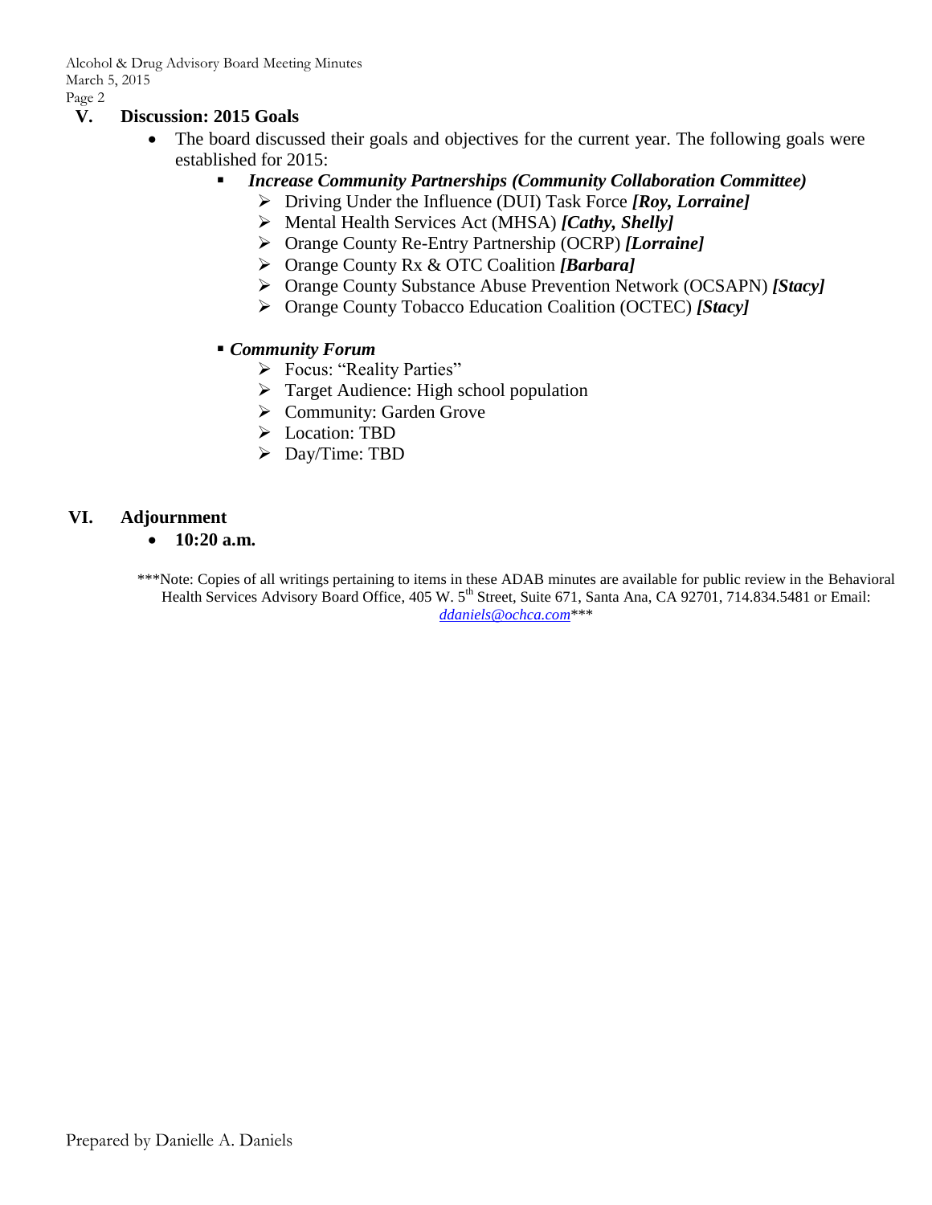## V. Discussion: 2015 Goals

- The board discussed their goals and objectives for the current year. The following goals were established for 2015:
  - ***Increase Community Partnerships (Community Collaboration Committee)***
    - Driving Under the Influence (DUI) Task Force ***[Roy, Lorraine]***
    - Mental Health Services Act (MHSA) ***[Cathy, Shelly]***
    - Orange County Re-Entry Partnership (OCRP) ***[Lorraine]***
    - Orange County Rx & OTC Coalition ***[Barbara]***
    - Orange County Substance Abuse Prevention Network (OCSAPN) ***[Stacy]***
    - Orange County Tobacco Education Coalition (OCTEC) ***[Stacy]***
  - ***Community Forum***
    - Focus: "Reality Parties"
    - Target Audience: High school population
    - Community: Garden Grove
    - Location: TBD
    - Day/Time: TBD

## VI. Adjournment

- **10:20 a.m.**

***Note: Copies of all writings pertaining to items in these ADAB minutes are available for public review in the Behavioral Health Services Advisory Board Office, 405 W. 5th Street, Suite 671, Santa Ana, CA 92701, 714.834.5481 or Email: *ddaniels@ochca.com****

Prepared by Danielle A. Daniels